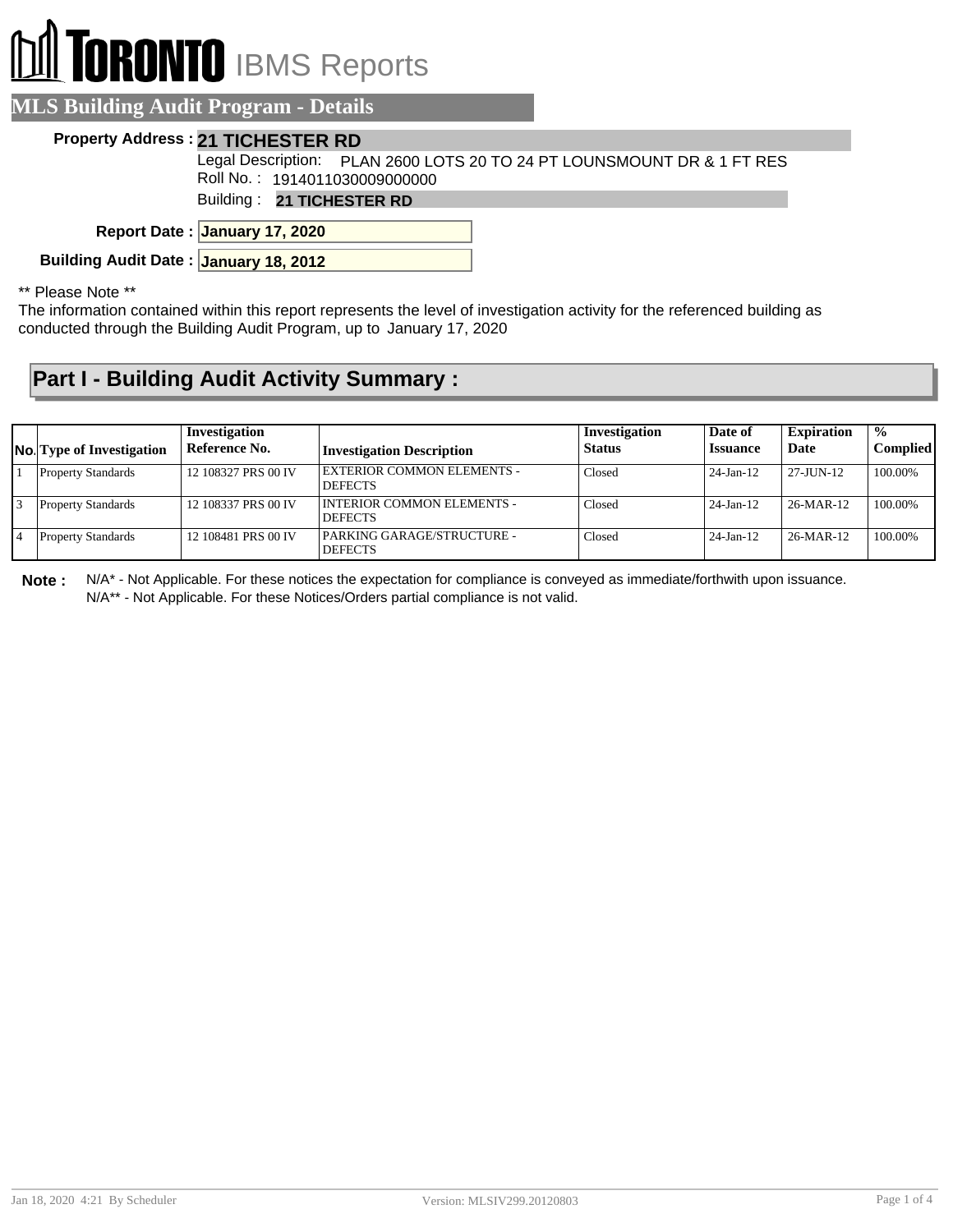# TORONTO IBMS Reports

## MLS Building Audit Program - Details

**Property Address :** **21 TICHESTER RD**

Legal Description: PLAN 2600 LOTS 20 TO 24 PT LOUNSMOUNT DR & 1 FT RES

Roll No. : 1914011030009000000

Building : **21 TICHESTER RD**

**Report Date :** **January 17, 2020**

**Building Audit Date :** **January 18, 2012**

** Please Note **

The information contained within this report represents the level of investigation activity for the referenced building as conducted through the Building Audit Program, up to January 17, 2020

## Part I - Building Audit Activity Summary :

| No. | Type of Investigation | Investigation Reference No. | Investigation Description | Investigation Status | Date of Issuance | Expiration Date | % Complied |
|---|---|---|---|---|---|---|---|
| 1 | Property Standards | 12 108327 PRS 00 IV | EXTERIOR COMMON ELEMENTS - DEFECTS | Closed | 24-Jan-12 | 27-JUN-12 | 100.00% |
| 3 | Property Standards | 12 108337 PRS 00 IV | INTERIOR COMMON ELEMENTS - DEFECTS | Closed | 24-Jan-12 | 26-MAR-12 | 100.00% |
| 4 | Property Standards | 12 108481 PRS 00 IV | PARKING GARAGE/STRUCTURE - DEFECTS | Closed | 24-Jan-12 | 26-MAR-12 | 100.00% |

**Note :** N/A* - Not Applicable. For these notices the expectation for compliance is conveyed as immediate/forthwith upon issuance.
N/A** - Not Applicable. For these Notices/Orders partial compliance is not valid.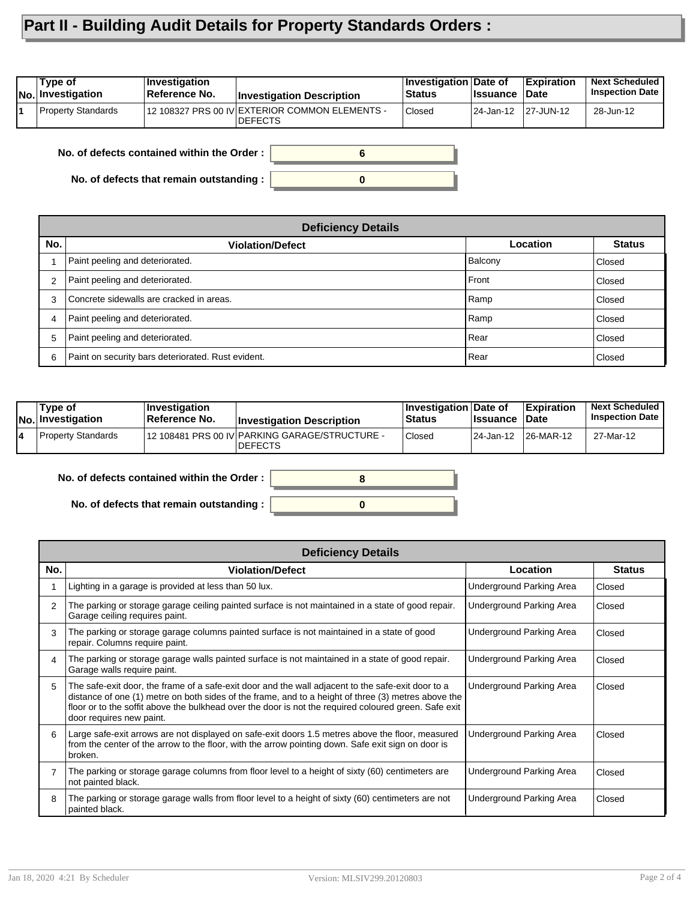# Part II - Building Audit Details for Property Standards Orders :

| No. | Type of Investigation | Investigation Reference No. | Investigation Description | Investigation Status | Date of Issuance | Expiration Date | Next Scheduled Inspection Date |
|---|---|---|---|---|---|---|---|
| 1 | Property Standards | 12 108327 PRS 00 IV | EXTERIOR COMMON ELEMENTS - DEFECTS | Closed | 24-Jan-12 | 27-JUN-12 | 28-Jun-12 |

**No. of defects contained within the Order :** 6

**No. of defects that remain outstanding :** 0

| Deficiency Details | | | |
|---|---|---|---|
| **No.** | **Violation/Defect** | **Location** | **Status** |
| 1 | Paint peeling and deteriorated. | Balcony | Closed |
| 2 | Paint peeling and deteriorated. | Front | Closed |
| 3 | Concrete sidewalls are cracked in areas. | Ramp | Closed |
| 4 | Paint peeling and deteriorated. | Ramp | Closed |
| 5 | Paint peeling and deteriorated. | Rear | Closed |
| 6 | Paint on security bars deteriorated. Rust evident. | Rear | Closed |

| No. | Type of Investigation | Investigation Reference No. | Investigation Description | Investigation Status | Date of Issuance | Expiration Date | Next Scheduled Inspection Date |
|---|---|---|---|---|---|---|---|
| 4 | Property Standards | 12 108481 PRS 00 IV | PARKING GARAGE/STRUCTURE - DEFECTS | Closed | 24-Jan-12 | 26-MAR-12 | 27-Mar-12 |

**No. of defects contained within the Order :** 8

**No. of defects that remain outstanding :** 0

| Deficiency Details | | | |
|---|---|---|---|
| **No.** | **Violation/Defect** | **Location** | **Status** |
| 1 | Lighting in a garage is provided at less than 50 lux. | Underground Parking Area | Closed |
| 2 | The parking or storage garage ceiling painted surface is not maintained in a state of good repair. Garage ceiling requires paint. | Underground Parking Area | Closed |
| 3 | The parking or storage garage columns painted surface is not maintained in a state of good repair. Columns require paint. | Underground Parking Area | Closed |
| 4 | The parking or storage garage walls painted surface is not maintained in a state of good repair. Garage walls require paint. | Underground Parking Area | Closed |
| 5 | The safe-exit door, the frame of a safe-exit door and the wall adjacent to the safe-exit door to a distance of one (1) metre on both sides of the frame, and to a height of three (3) metres above the floor or to the soffit above the bulkhead over the door is not the required coloured green. Safe exit door requires new paint. | Underground Parking Area | Closed |
| 6 | Large safe-exit arrows are not displayed on safe-exit doors 1.5 metres above the floor, measured from the center of the arrow to the floor, with the arrow pointing down. Safe exit sign on door is broken. | Underground Parking Area | Closed |
| 7 | The parking or storage garage columns from floor level to a height of sixty (60) centimeters are not painted black. | Underground Parking Area | Closed |
| 8 | The parking or storage garage walls from floor level to a height of sixty (60) centimeters are not painted black. | Underground Parking Area | Closed |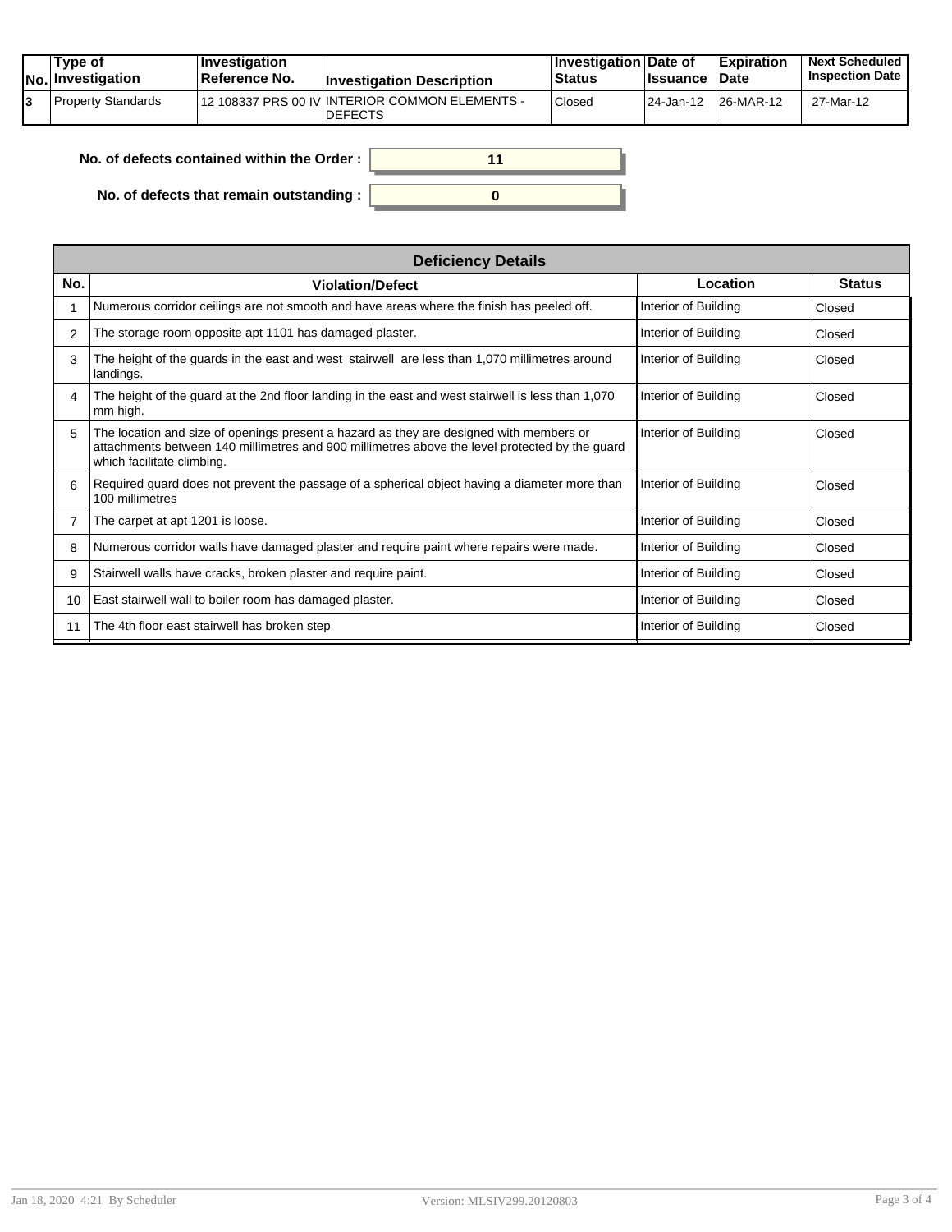| No. | Type of Investigation | Investigation Reference No. | Investigation Description | Investigation Status | Date of Issuance | Expiration Date | Next Scheduled Inspection Date |
|---|---|---|---|---|---|---|---|
| 3 | Property Standards | 12 108337 PRS 00 IV | INTERIOR COMMON ELEMENTS - DEFECTS | Closed | 24-Jan-12 | 26-MAR-12 | 27-Mar-12 |

**No. of defects contained within the Order :** 11

**No. of defects that remain outstanding :** 0

| Deficiency Details | | | |
|---|---|---|---|
| **No.** | **Violation/Defect** | **Location** | **Status** |
| 1 | Numerous corridor ceilings are not smooth and have areas where the finish has peeled off. | Interior of Building | Closed |
| 2 | The storage room opposite apt 1101 has damaged plaster. | Interior of Building | Closed |
| 3 | The height of the guards in the east and west stairwell are less than 1,070 millimetres around landings. | Interior of Building | Closed |
| 4 | The height of the guard at the 2nd floor landing in the east and west stairwell is less than 1,070 mm high. | Interior of Building | Closed |
| 5 | The location and size of openings present a hazard as they are designed with members or attachments between 140 millimetres and 900 millimetres above the level protected by the guard which facilitate climbing. | Interior of Building | Closed |
| 6 | Required guard does not prevent the passage of a spherical object having a diameter more than 100 millimetres | Interior of Building | Closed |
| 7 | The carpet at apt 1201 is loose. | Interior of Building | Closed |
| 8 | Numerous corridor walls have damaged plaster and require paint where repairs were made. | Interior of Building | Closed |
| 9 | Stairwell walls have cracks, broken plaster and require paint. | Interior of Building | Closed |
| 10 | East stairwell wall to boiler room has damaged plaster. | Interior of Building | Closed |
| 11 | The 4th floor east stairwell has broken step | Interior of Building | Closed |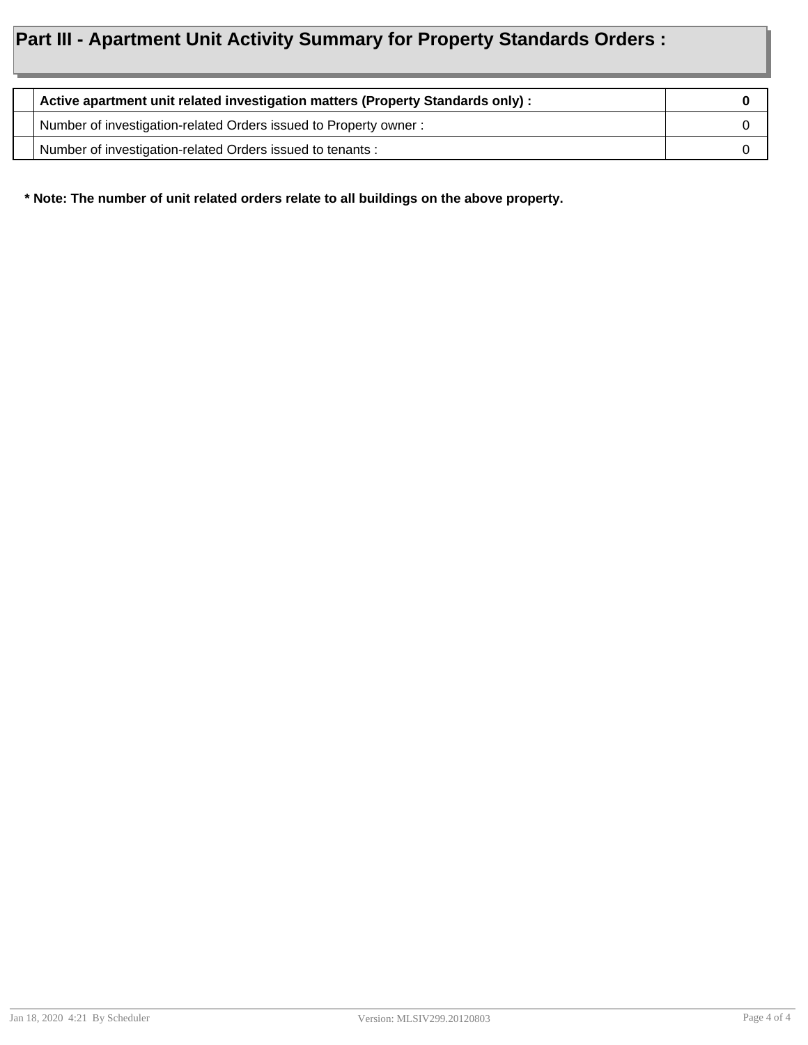# Part III - Apartment Unit Activity Summary for Property Standards Orders :

| | | |
|---|---|---|
| | **Active apartment unit related investigation matters (Property Standards only) :** | **0** |
| | Number of investigation-related Orders issued to Property owner : | 0 |
| | Number of investigation-related Orders issued to tenants : | 0 |

**\* Note: The number of unit related orders relate to all buildings on the above property.**